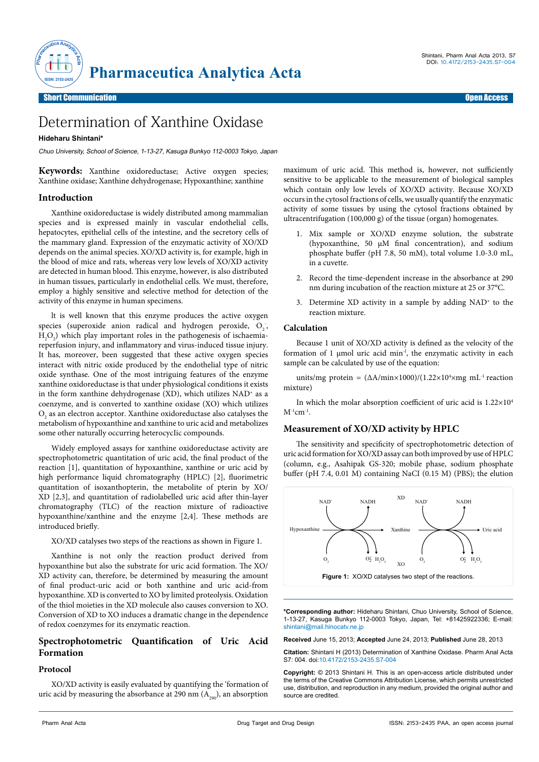# Determination of Xanthine Oxidase

**Hideharu Shintani***

*Chuo University, School of Science, 1-13-27, Kasuga Bunkyo 112-0003 Tokyo, Japan*

**Keywords:** Xanthine oxidoreductase; Active oxygen species; Xanthine oxidase; Xanthine dehydrogenase; Hypoxanthine; xanthine

## Introduction

Xanthine oxidoreductase is widely distributed among mammalian species and is expressed mainly in vascular endothelial cells, hepatocytes, epithelial cells of the intestine, and the secretory cells of the mammary gland. Expression of the enzymatic activity of XO/XD depends on the animal species. XO/XD activity is, for example, high in the blood of mice and rats, whereas very low levels of XO/XD activity are detected in human blood. This enzyme, however, is also distributed in human tissues, particularly in endothelial cells. We must, therefore, employ a highly sensitive and selective method for detection of the activity of this enzyme in human specimens.

It is well known that this enzyme produces the active oxygen species (superoxide anion radical and hydrogen peroxide, $\cdot O_2^-$, $H_2O_2$) which play important roles in the pathogenesis of ischaemia-reperfusion injury, and inflammatory and virus-induced tissue injury. It has, moreover, been suggested that these active oxygen species interact with nitric oxide produced by the endothelial type of nitric oxide synthase. One of the most intriguing features of the enzyme xanthine oxidoreductase is that under physiological conditions it exists in the form xanthine dehydrogenase (XD), which utilizes $NAD^+$ as a coenzyme, and is converted to xanthine oxidase (XO) which utilizes $O_2$ as an electron acceptor. Xanthine oxidoreductase also catalyses the metabolism of hypoxanthine and xanthine to uric acid and metabolizes some other naturally occurring heterocyclic compounds.

Widely employed assays for xanthine oxidoreductase activity are spectrophotometric quantitation of uric acid, the final product of the reaction [1], quantitation of hypoxanthine, xanthine or uric acid by high performance liquid chromatography (HPLC) [2], fluorimetric quantitation of isoxanthopterin, the metabolite of pterin by XO/XD [2,3], and quantitation of radiolabelled uric acid after thin-layer chromatography (TLC) of the reaction mixture of radioactive hypoxanthine/xanthine and the enzyme [2,4]. These methods are introduced briefly.

XO/XD catalyses two steps of the reactions as shown in Figure 1.

Xanthine is not only the reaction product derived from hypoxanthine but also the substrate for uric acid formation. The XO/XD activity can, therefore, be determined by measuring the amount of final product-uric acid or both xanthine and uric acid-from hypoxanthine. XD is converted to XO by limited proteolysis. Oxidation of the thiol moieties in the XD molecule also causes conversion to XO. Conversion of XD to XO induces a dramatic change in the dependence of redox coenzymes for its enzymatic reaction.

## Spectrophotometric Quantification of Uric Acid Formation

### Protocol

XO/XD activity is easily evaluated by quantifying the 'formation of uric acid by measuring the absorbance at 290 nm ($A_{290}$), an absorption maximum of uric acid. This method is, however, not sufficiently sensitive to be applicable to the measurement of biological samples which contain only low levels of XO/XD activity. Because XO/XD occurs in the cytosol fractions of cells, we usually quantify the enzymatic activity of some tissues by using the cytosol fractions obtained by ultracentrifugation (100,000 g) of the tissue (organ) homogenates.

1. Mix sample or XO/XD enzyme solution, the substrate (hypoxanthine, 50 μM final concentration), and sodium phosphate buffer (pH 7.8, 50 mM), total volume 1.0-3.0 mL, in a cuvette.
2. Record the time-dependent increase in the absorbance at 290 nm during incubation of the reaction mixture at 25 or 37°C.
3. Determine XD activity in a sample by adding $NAD^+$ to the reaction mixture.

### Calculation

Because 1 unit of XO/XD activity is defined as the velocity of the formation of 1 μmol uric acid $min^{-1}$, the enzymatic activity in each sample can be calculated by use of the equation:

units/mg protein = $(\Delta A/min \times 1000)/(1.22 \times 10^4 \times mg\ mL^{-1}$ reaction mixture)

In which the molar absorption coefficient of uric acid is $1.22 \times 10^4\ M^{-1}cm^{-1}$.

## Measurement of XO/XD activity by HPLC

The sensitivity and specificity of spectrophotometric detection of uric acid formation for XO/XD assay can both improved by use of HPLC (column, e.g., Asahipak GS-320; mobile phase, sodium phosphate buffer (pH 7.4, 0.01 M) containing NaCl (0.15 M) (PBS); the elution

**Figure 1:** XO/XD catalyses two stept of the reactions.

---

***Corresponding author:** Hideharu Shintani, Chuo University, School of Science, 1-13-27, Kasuga Bunkyo 112-0003 Tokyo, Japan, Tel: +81425922336; E-mail: shintani@mail.hinocatv.ne.jp

**Received** June 15, 2013; **Accepted** June 24, 2013; **Published** June 28, 2013

**Citation:** Shintani H (2013) Determination of Xanthine Oxidase. Pharm Anal Acta S7: 004. doi:10.4172/2153-2435.S7-004

**Copyright:** © 2013 Shintani H. This is an open-access article distributed under the terms of the Creative Commons Attribution License, which permits unrestricted use, distribution, and reproduction in any medium, provided the original author and source are credited.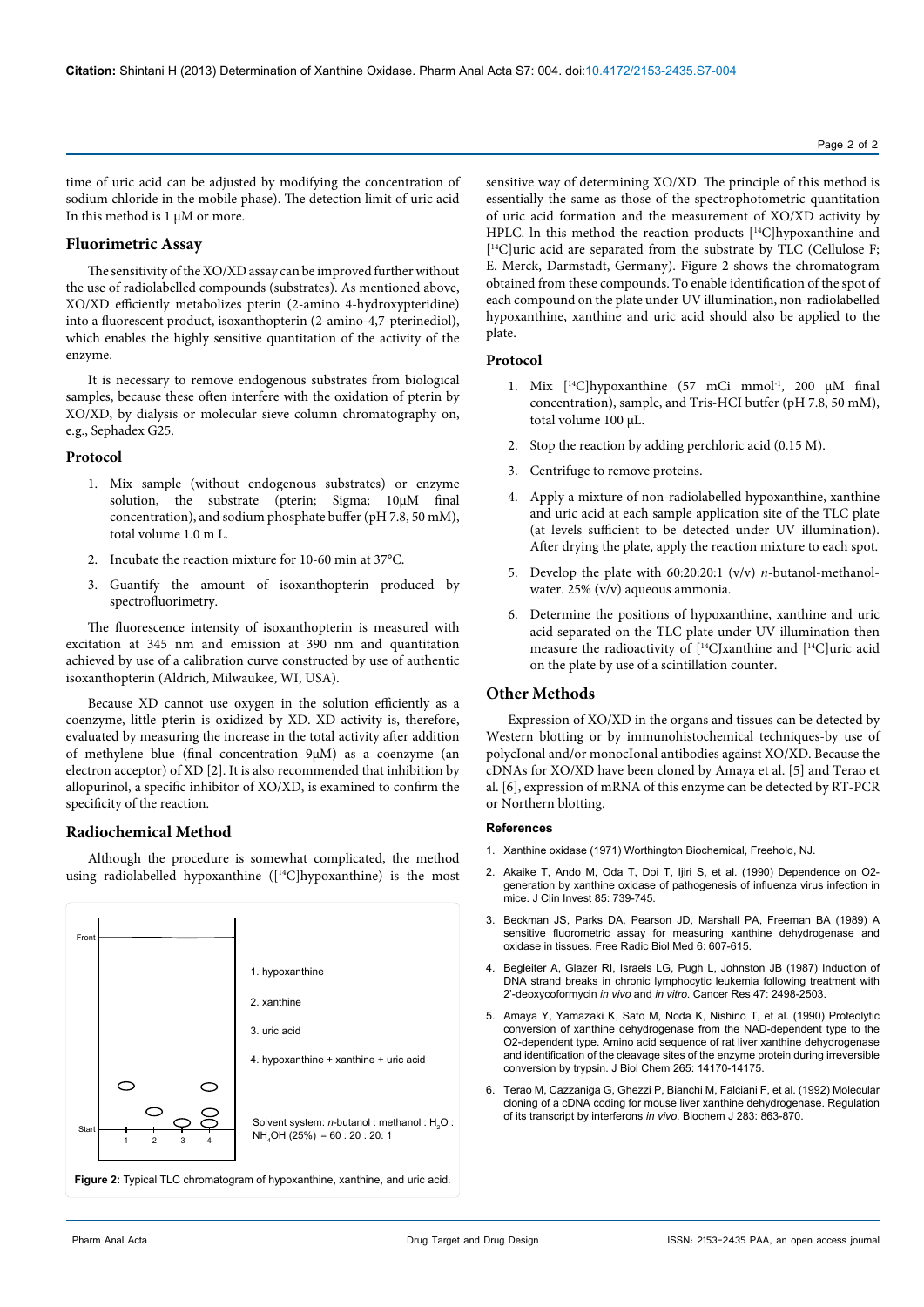time of uric acid can be adjusted by modifying the concentration of sodium chloride in the mobile phase). The detection limit of uric acid In this method is 1 μM or more.

## Fluorimetric Assay

The sensitivity of the XO/XD assay can be improved further without the use of radiolabelled compounds (substrates). As mentioned above, XO/XD efficiently metabolizes pterin (2-amino 4-hydroxypteridine) into a fluorescent product, isoxanthopterin (2-amino-4,7-pterinediol), which enables the highly sensitive quantitation of the activity of the enzyme.

It is necessary to remove endogenous substrates from biological samples, because these often interfere with the oxidation of pterin by XO/XD, by dialysis or molecular sieve column chromatography on, e.g., Sephadex G25.

### Protocol

1. Mix sample (without endogenous substrates) or enzyme solution, the substrate (pterin; Sigma; 10μM final concentration), and sodium phosphate buffer (pH 7.8, 50 mM), total volume 1.0 m L.
2. Incubate the reaction mixture for 10-60 min at 37°C.
3. Guantify the amount of isoxanthopterin produced by spectrofluorimetry.

The fluorescence intensity of isoxanthopterin is measured with excitation at 345 nm and emission at 390 nm and quantitation achieved by use of a calibration curve constructed by use of authentic isoxanthopterin (Aldrich, Milwaukee, WI, USA).

Because XD cannot use oxygen in the solution efficiently as a coenzyme, little pterin is oxidized by XD. XD activity is, therefore, evaluated by measuring the increase in the total activity after addition of methylene blue (final concentration 9μM) as a coenzyme (an electron acceptor) of XD [2]. It is also recommended that inhibition by allopurinol, a specific inhibitor of XO/XD, is examined to confirm the specificity of the reaction.

## Radiochemical Method

Although the procedure is somewhat complicated, the method using radiolabelled hypoxanthine ([$^{14}$C]hypoxanthine) is the most sensitive way of determining XO/XD. The principle of this method is essentially the same as those of the spectrophotometric quantitation of uric acid formation and the measurement of XO/XD activity by HPLC. ln this method the reaction products [$^{14}$C]hypoxanthine and [$^{14}$C]uric acid are separated from the substrate by TLC (Cellulose F; E. Merck, Darmstadt, Germany). Figure 2 shows the chromatogram obtained from these compounds. To enable identification of the spot of each compound on the plate under UV illumination, non-radiolabelled hypoxanthine, xanthine and uric acid should also be applied to the plate.

Front

Start

1 2 3 4

1. hypoxanthine
2. xanthine
3. uric acid
4. hypoxanthine + xanthine + uric acid

Solvent system: *n*-butanol : methanol : $H_2O$ : $NH_4OH$ (25%) = 60 : 20 : 20: 1

**Figure 2:** Typical TLC chromatogram of hypoxanthine, xanthine, and uric acid.

### Protocol

1. Mix [$^{14}$C]hypoxanthine (57 mCi mmol$^{-1}$, 200 μM final concentration), sample, and Tris-HCI butfer (pH 7.8, 50 mM), total volume 100 μL.
2. Stop the reaction by adding perchloric acid (0.15 M).
3. Centrifuge to remove proteins.
4. Apply a mixture of non-radiolabelled hypoxanthine, xanthine and uric acid at each sample application site of the TLC plate (at levels sufficient to be detected under UV illumination). After drying the plate, apply the reaction mixture to each spot.
5. Develop the plate with 60:20:20:1 (v/v) *n*-butanol-methanol-water. 25% (v/v) aqueous ammonia.
6. Determine the positions of hypoxanthine, xanthine and uric acid separated on the TLC plate under UV illumination then measure the radioactivity of [$^{14}$CJxanthine and [$^{14}$C]uric acid on the plate by use of a scintillation counter.

## Other Methods

Expression of XO/XD in the organs and tissues can be detected by Western blotting or by immunohistochemical techniques-by use of polycIonal and/or monocIonal antibodies against XO/XD. Because the cDNAs for XO/XD have been cloned by Amaya et al. [5] and Terao et al. [6], expression of mRNA of this enzyme can be detected by RT-PCR or Northern blotting.

### References

1. Xanthine oxidase (1971) Worthington Biochemical, Freehold, NJ.
2. Akaike T, Ando M, Oda T, Doi T, Ijiri S, et al. (1990) Dependence on O2-generation by xanthine oxidase of pathogenesis of influenza virus infection in mice. J Clin Invest 85: 739-745.
3. Beckman JS, Parks DA, Pearson JD, Marshall PA, Freeman BA (1989) A sensitive fluorometric assay for measuring xanthine dehydrogenase and oxidase in tissues. Free Radic Biol Med 6: 607-615.
4. Begleiter A, Glazer RI, Israels LG, Pugh L, Johnston JB (1987) Induction of DNA strand breaks in chronic lymphocytic leukemia following treatment with 2'-deoxycoformycin *in vivo* and *in vitro*. Cancer Res 47: 2498-2503.
5. Amaya Y, Yamazaki K, Sato M, Noda K, Nishino T, et al. (1990) Proteolytic conversion of xanthine dehydrogenase from the NAD-dependent type to the O2-dependent type. Amino acid sequence of rat liver xanthine dehydrogenase and identification of the cleavage sites of the enzyme protein during irreversible conversion by trypsin. J Biol Chem 265: 14170-14175.
6. Terao M, Cazzaniga G, Ghezzi P, Bianchi M, Falciani F, et al. (1992) Molecular cloning of a cDNA coding for mouse liver xanthine dehydrogenase. Regulation of its transcript by interferons *in vivo*. Biochem J 283: 863-870.